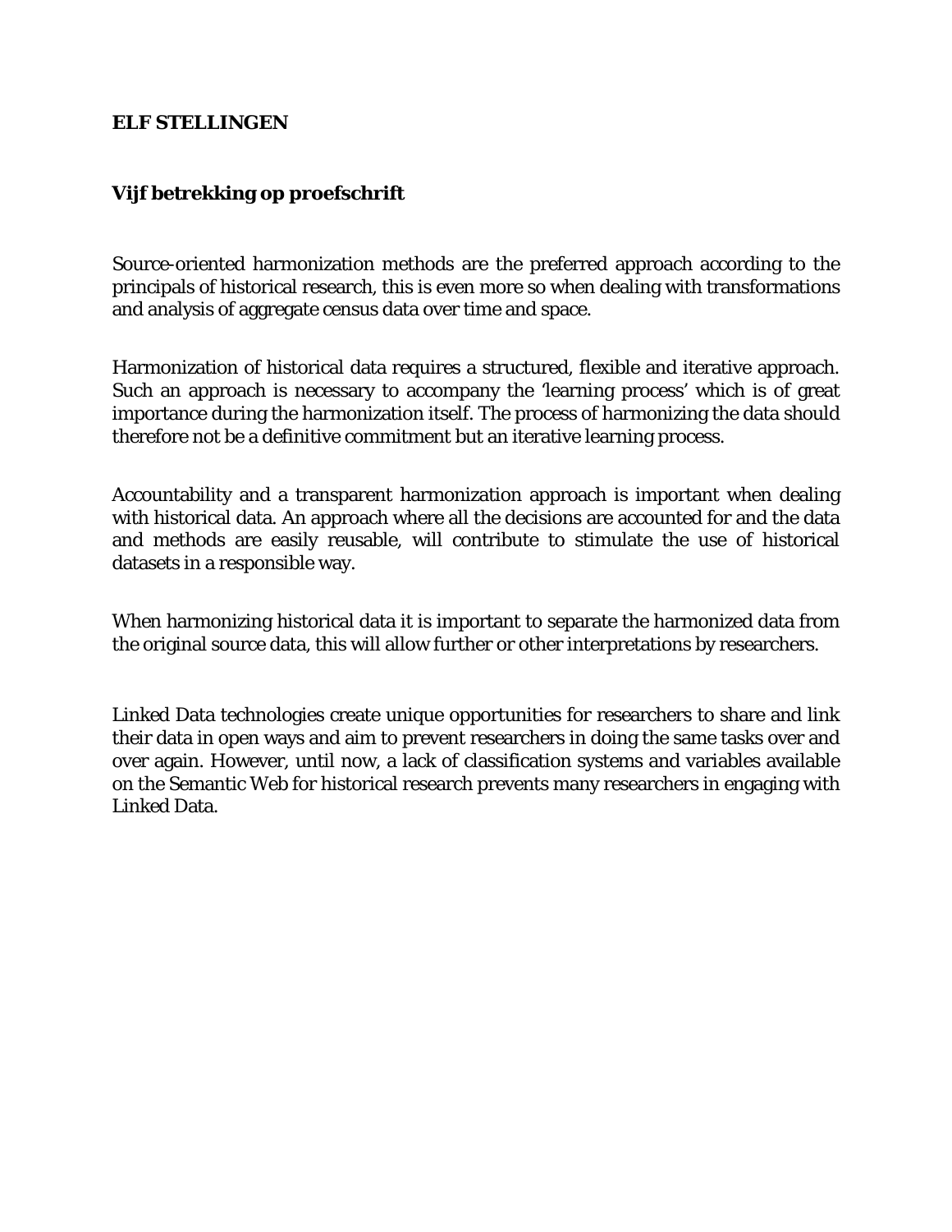**ELF STELLINGEN**

**Vijf betrekking op proefschrift**

Source-oriented harmonization methods are the preferred approach according to the principals of historical research, this is even more so when dealing with transformations and analysis of aggregate census data over time and space.

Harmonization of historical data requires a structured, flexible and iterative approach. Such an approach is necessary to accompany the 'learning process' which is of great importance during the harmonization itself. The process of harmonizing the data should therefore not be a definitive commitment but an iterative learning process.

Accountability and a transparent harmonization approach is important when dealing with historical data. An approach where all the decisions are accounted for and the data and methods are easily reusable, will contribute to stimulate the use of historical datasets in a responsible way.

When harmonizing historical data it is important to separate the harmonized data from the original source data, this will allow further or other interpretations by researchers.

Linked Data technologies create unique opportunities for researchers to share and link their data in open ways and aim to prevent researchers in doing the same tasks over and over again. However, until now, a lack of classification systems and variables available on the Semantic Web for historical research prevents many researchers in engaging with Linked Data.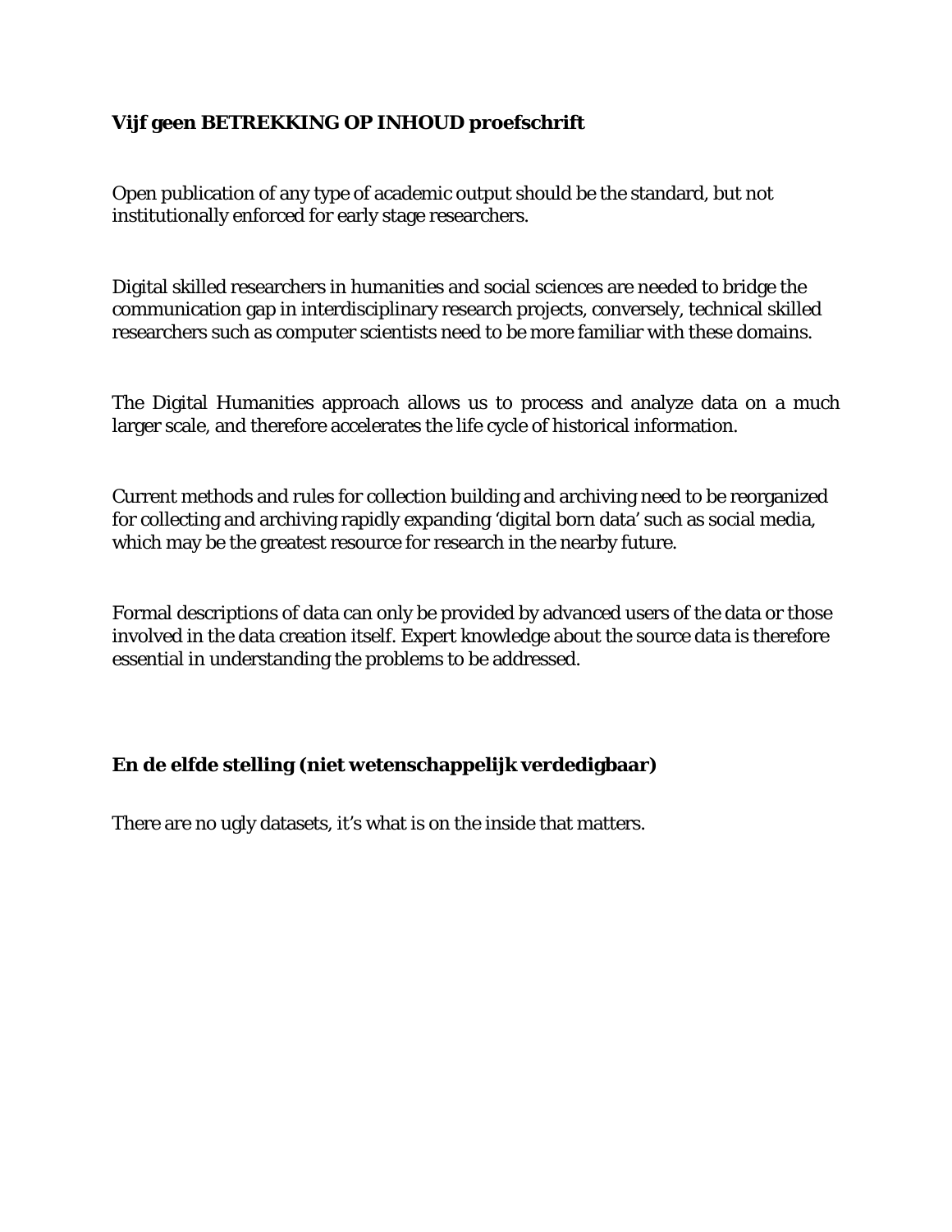**Vijf geen BETREKKING OP INHOUD proefschrift**

Open publication of any type of academic output should be the standard, but not institutionally enforced for early stage researchers.

Digital skilled researchers in humanities and social sciences are needed to bridge the communication gap in interdisciplinary research projects, conversely, technical skilled researchers such as computer scientists need to be more familiar with these domains.

The Digital Humanities approach allows us to process and analyze data on a much larger scale, and therefore accelerates the life cycle of historical information.

Current methods and rules for collection building and archiving need to be reorganized for collecting and archiving rapidly expanding 'digital born data' such as social media, which may be the greatest resource for research in the nearby future.

Formal descriptions of data can only be provided by advanced users of the data or those involved in the data creation itself. Expert knowledge about the source data is therefore essential in understanding the problems to be addressed.

**En de elfde stelling (niet wetenschappelijk verdedigbaar)**

There are no ugly datasets, it's what is on the inside that matters.